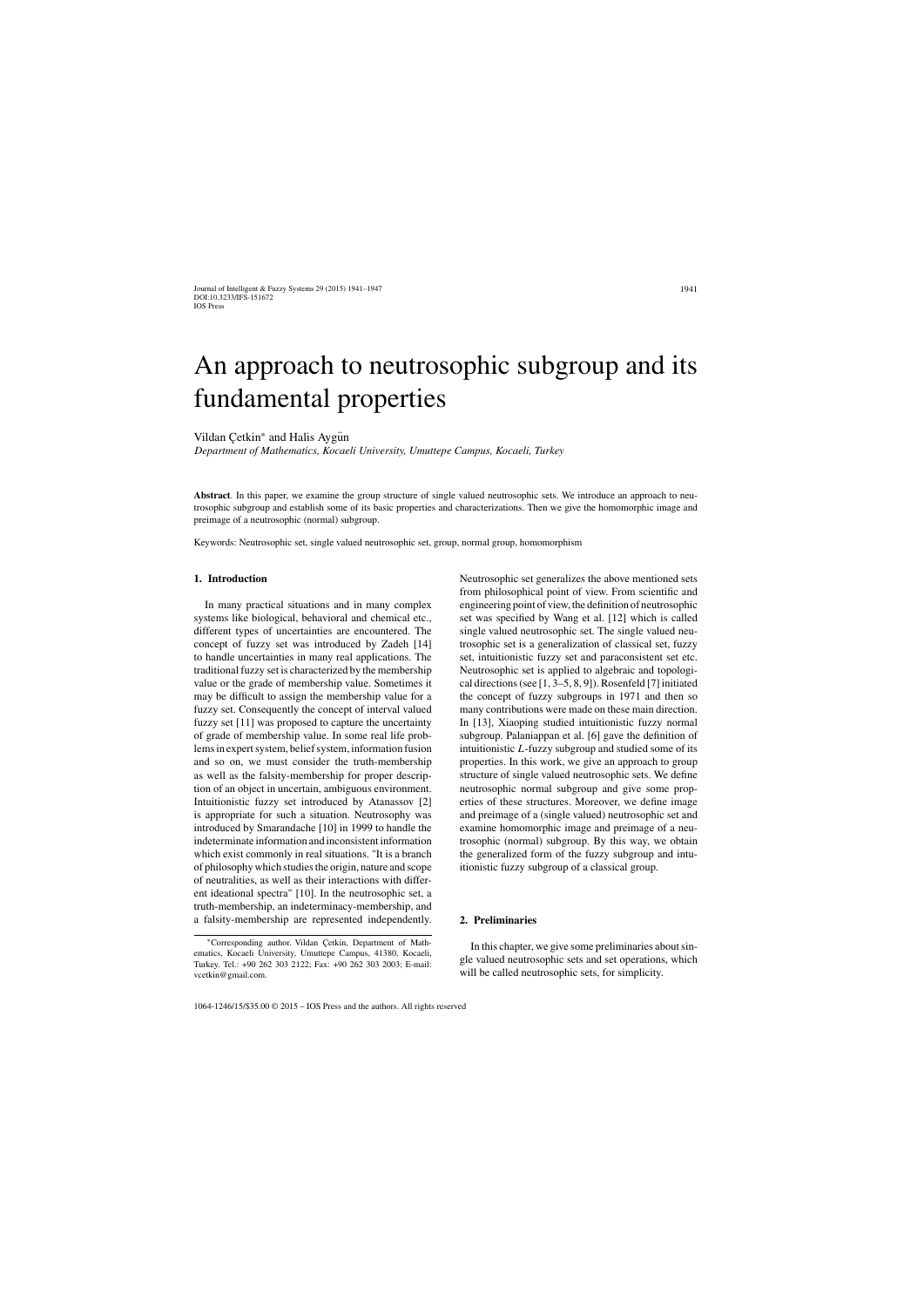# An approach to neutrosophic subgroup and its fundamental properties

Vildan Çetkin* and Halis Aygün

*Department of Mathematics, Kocaeli University, Umuttepe Campus, Kocaeli, Turkey*

**Abstract**. In this paper, we examine the group structure of single valued neutrosophic sets. We introduce an approach to neutrosophic subgroup and establish some of its basic properties and characterizations. Then we give the homomorphic image and preimage of a neutrosophic (normal) subgroup.

Keywords: Neutrosophic set, single valued neutrosophic set, group, normal group, homomorphism

## 1. Introduction

In many practical situations and in many complex systems like biological, behavioral and chemical etc., different types of uncertainties are encountered. The concept of fuzzy set was introduced by Zadeh [14] to handle uncertainties in many real applications. The traditional fuzzy set is characterized by the membership value or the grade of membership value. Sometimes it may be difficult to assign the membership value for a fuzzy set. Consequently the concept of interval valued fuzzy set [11] was proposed to capture the uncertainty of grade of membership value. In some real life problems in expert system, belief system, information fusion and so on, we must consider the truth-membership as well as the falsity-membership for proper description of an object in uncertain, ambiguous environment. Intuitionistic fuzzy set introduced by Atanassov [2] is appropriate for such a situation. Neutrosophy was introduced by Smarandache [10] in 1999 to handle the indeterminate information and inconsistent information which exist commonly in real situations. "It is a branch of philosophy which studies the origin, nature and scope of neutralities, as well as their interactions with different ideational spectra" [10]. In the neutrosophic set, a truth-membership, an indeterminacy-membership, and a falsity-membership are represented independently. Neutrosophic set generalizes the above mentioned sets from philosophical point of view. From scientific and engineering point of view, the definition of neutrosophic set was specified by Wang et al. [12] which is called single valued neutrosophic set. The single valued neutrosophic set is a generalization of classical set, fuzzy set, intuitionistic fuzzy set and paraconsistent set etc. Neutrosophic set is applied to algebraic and topological directions (see [1, 3–5, 8, 9]). Rosenfeld [7] initiated the concept of fuzzy subgroups in 1971 and then so many contributions were made on these main direction. In [13], Xiaoping studied intuitionistic fuzzy normal subgroup. Palaniappan et al. [6] gave the definition of intuitionistic $L$-fuzzy subgroup and studied some of its properties. In this work, we give an approach to group structure of single valued neutrosophic sets. We define neutrosophic normal subgroup and give some properties of these structures. Moreover, we define image and preimage of a (single valued) neutrosophic set and examine homomorphic image and preimage of a neutrosophic (normal) subgroup. By this way, we obtain the generalized form of the fuzzy subgroup and intuitionistic fuzzy subgroup of a classical group.

## 2. Preliminaries

In this chapter, we give some preliminaries about single valued neutrosophic sets and set operations, which will be called neutrosophic sets, for simplicity.

*Corresponding author. Vildan Çetkin, Department of Mathematics, Kocaeli University, Umuttepe Campus, 41380, Kocaeli, Turkey. Tel.: +90 262 303 2122; Fax: +90 262 303 2003; E-mail: vcetkin@gmail.com.

1064-1246/15/$35.00 © 2015 – IOS Press and the authors. All rights reserved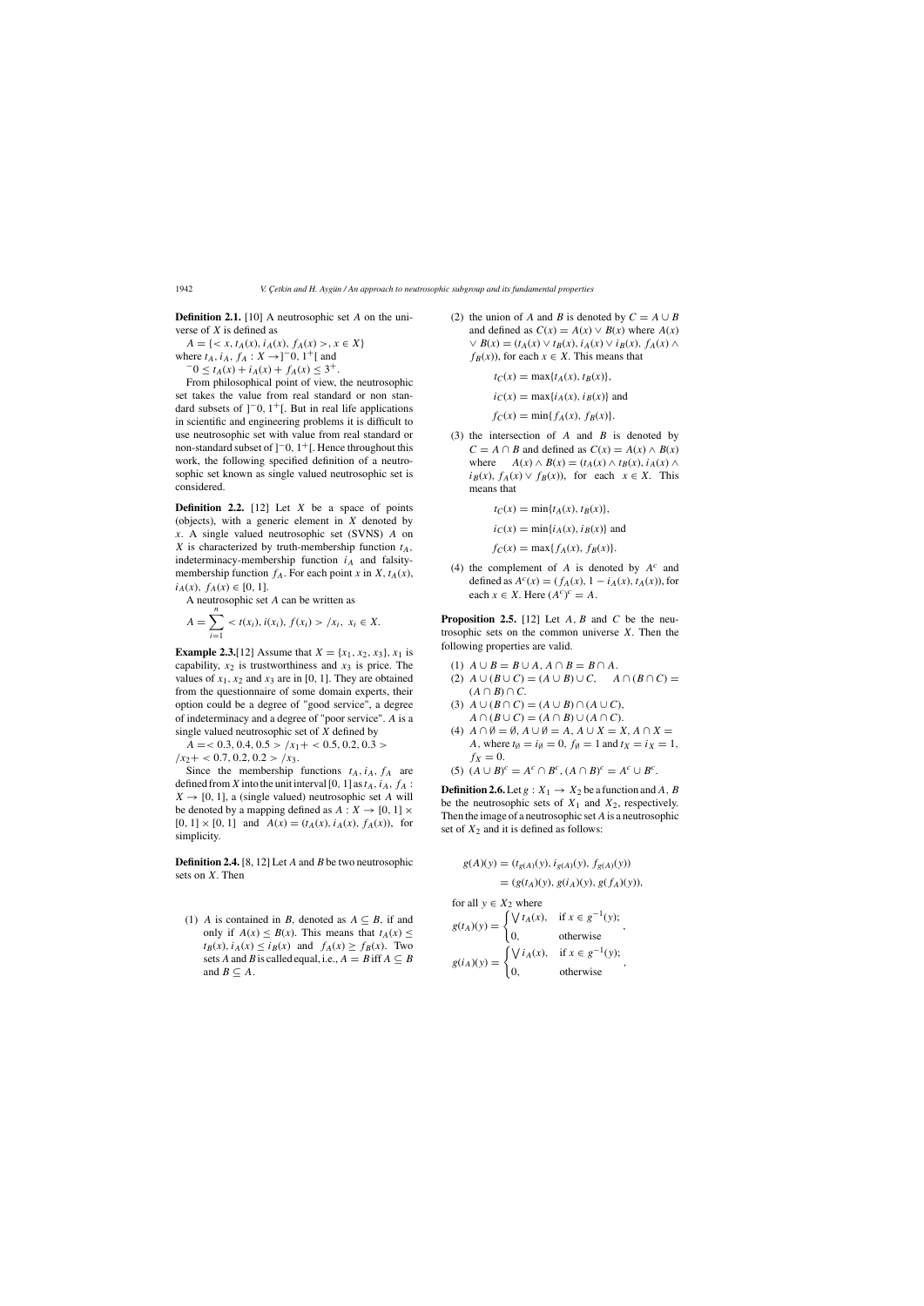**Definition 2.1.** [10] A neutrosophic set $A$ on the universe of $X$ is defined as

$A = \{< x, t_A(x), i_A(x), f_A(x) >, x \in X\}$
where $t_A, i_A, f_A : X \to ]^{-}0, 1^{+}[$ and
$^{-}0 \leq t_A(x) + i_A(x) + f_A(x) \leq 3^{+}$.

From philosophical point of view, the neutrosophic set takes the value from real standard or non standard subsets of $]^{-}0, 1^{+}[$. But in real life applications in scientific and engineering problems it is difficult to use neutrosophic set with value from real standard or non-standard subset of $]^{-}0, 1^{+}[$. Hence throughout this work, the following specified definition of a neutrosophic set known as single valued neutrosophic set is considered.

**Definition 2.2.** [12] Let $X$ be a space of points (objects), with a generic element in $X$ denoted by $x$. A single valued neutrosophic set (SVNS) $A$ on $X$ is characterized by truth-membership function $t_A$, indeterminacy-membership function $i_A$ and falsity-membership function $f_A$. For each point $x$ in $X$, $t_A(x)$, $i_A(x)$, $f_A(x) \in [0, 1]$.

A neutrosophic set $A$ can be written as

$$A = \sum_{i=1}^{n} < t(x_i), i(x_i), f(x_i) > /x_i, \; x_i \in X.$$

**Example 2.3.**[12] Assume that $X = \{x_1, x_2, x_3\}$, $x_1$ is capability, $x_2$ is trustworthiness and $x_3$ is price. The values of $x_1$, $x_2$ and $x_3$ are in [0, 1]. They are obtained from the questionnaire of some domain experts, their option could be a degree of "good service", a degree of indeterminacy and a degree of "poor service". $A$ is a single valued neutrosophic set of $X$ defined by

$A =< 0.3, 0.4, 0.5 > /x_1+ < 0.5, 0.2, 0.3 > /x_2+ < 0.7, 0.2, 0.2 > /x_3$.

Since the membership functions $t_A, i_A, f_A$ are defined from $X$ into the unit interval [0, 1] as $t_A, i_A, f_A : X \to [0, 1]$, a (single valued) neutrosophic set $A$ will be denoted by a mapping defined as $A : X \to [0, 1] \times [0, 1] \times [0, 1]$ and $A(x) = (t_A(x), i_A(x), f_A(x))$, for simplicity.

**Definition 2.4.** [8, 12] Let $A$ and $B$ be two neutrosophic sets on $X$. Then

(1) $A$ is contained in $B$, denoted as $A \subseteq B$, if and only if $A(x) \leq B(x)$. This means that $t_A(x) \leq t_B(x)$, $i_A(x) \leq i_B(x)$ and $f_A(x) \geq f_B(x)$. Two sets $A$ and $B$ is called equal, i.e., $A = B$ iff $A \subseteq B$ and $B \subseteq A$.

(2) the union of $A$ and $B$ is denoted by $C = A \cup B$ and defined as $C(x) = A(x) \vee B(x)$ where $A(x) \vee B(x) = (t_A(x) \vee t_B(x), i_A(x) \vee i_B(x), f_A(x) \wedge f_B(x))$, for each $x \in X$. This means that

$$t_C(x) = \max\{t_A(x), t_B(x)\},$$
$$i_C(x) = \max\{i_A(x), i_B(x)\} \text{ and}$$
$$f_C(x) = \min\{f_A(x), f_B(x)\}.$$

(3) the intersection of $A$ and $B$ is denoted by $C = A \cap B$ and defined as $C(x) = A(x) \wedge B(x)$ where $A(x) \wedge B(x) = (t_A(x) \wedge t_B(x), i_A(x) \wedge i_B(x), f_A(x) \vee f_B(x))$, for each $x \in X$. This means that

$$t_C(x) = \min\{t_A(x), t_B(x)\},$$
$$i_C(x) = \min\{i_A(x), i_B(x)\} \text{ and}$$
$$f_C(x) = \max\{f_A(x), f_B(x)\}.$$

(4) the complement of $A$ is denoted by $A^c$ and defined as $A^c(x) = (f_A(x), 1 - i_A(x), t_A(x))$, for each $x \in X$. Here $(A^c)^c = A$.

**Proposition 2.5.** [12] Let $A$, $B$ and $C$ be the neutrosophic sets on the common universe $X$. Then the following properties are valid.

(1) $A \cup B = B \cup A$, $A \cap B = B \cap A$.
(2) $A \cup (B \cup C) = (A \cup B) \cup C$, $\quad A \cap (B \cap C) = (A \cap B) \cap C$.
(3) $A \cup (B \cap C) = (A \cup B) \cap (A \cup C)$, $A \cap (B \cup C) = (A \cap B) \cup (A \cap C)$.
(4) $A \cap \emptyset = \emptyset$, $A \cup \emptyset = A$, $A \cup X = X$, $A \cap X = A$, where $t_\emptyset = i_\emptyset = 0$, $f_\emptyset = 1$ and $t_X = i_X = 1$, $f_X = 0$.
(5) $(A \cup B)^c = A^c \cap B^c$, $(A \cap B)^c = A^c \cup B^c$.

**Definition 2.6.** Let $g : X_1 \to X_2$ be a function and $A$, $B$ be the neutrosophic sets of $X_1$ and $X_2$, respectively. Then the image of a neutrosophic set $A$ is a neutrosophic set of $X_2$ and it is defined as follows:

$$g(A)(y) = (t_{g(A)}(y), i_{g(A)}(y), f_{g(A)}(y)) = (g(t_A)(y), g(i_A)(y), g(f_A)(y)),$$

for all $y \in X_2$ where

$$g(t_A)(y) = \begin{cases} \bigvee t_A(x), & \text{if } x \in g^{-1}(y); \\ 0, & \text{otherwise} \end{cases},$$

$$g(i_A)(y) = \begin{cases} \bigvee i_A(x), & \text{if } x \in g^{-1}(y); \\ 0, & \text{otherwise} \end{cases},$$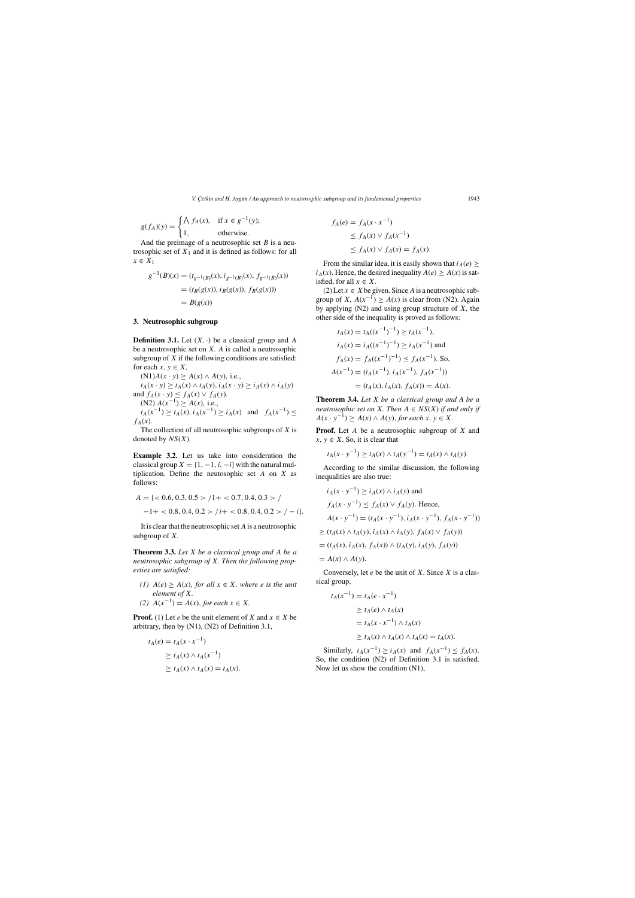$$g(f_A)(y) = \begin{cases} \bigwedge f_A(x), & \text{if } x \in g^{-1}(y); \\ 1, & \text{otherwise.} \end{cases}$$

And the preimage of a neutrosophic set $B$ is a neutrosophic set of $X_1$ and it is defined as follows: for all $x \in X_1$

$$\begin{aligned} g^{-1}(B)(x) &= (t_{g^{-1}(B)}(x), i_{g^{-1}(B)}(x), f_{g^{-1}(B)}(x)) \\ &= (t_B(g(x)), i_B(g(x)), f_B(g(x))) \\ &= B(g(x)) \end{aligned}$$

## 3. Neutrosophic subgroup

**Definition 3.1.** Let $(X, \cdot)$ be a classical group and $A$ be a neutrosophic set on $X$. $A$ is called a neutrosophic subgroup of $X$ if the following conditions are satisfied: for each $x, y \in X$,

(N1) $A(x \cdot y) \geq A(x) \wedge A(y)$, i.e.,
$t_A(x \cdot y) \geq t_A(x) \wedge t_A(y)$, $i_A(x \cdot y) \geq i_A(x) \wedge i_A(y)$ and $f_A(x \cdot y) \leq f_A(x) \vee f_A(y)$.

(N2) $A(x^{-1}) \geq A(x)$, i.e.,
$t_A(x^{-1}) \geq t_A(x)$, $i_A(x^{-1}) \geq i_A(x)$ and $f_A(x^{-1}) \leq f_A(x)$.

The collection of all neutrosophic subgroups of $X$ is denoted by $NS(X)$.

**Example 3.2.** Let us take into consideration the classical group $X = \{1, -1, i, -i\}$ with the natural multiplication. Define the neutosophic set $A$ on $X$ as follows:

$$A = \{< 0.6, 0.3, 0.5 > /1 + < 0.7, 0.4, 0.3 > / \\ -1 + < 0.8, 0.4, 0.2 > /i + < 0.8, 0.4, 0.2 > / - i\}.$$

It is clear that the neutrosophic set $A$ is a neutrosophic subgroup of $X$.

**Theorem 3.3.** *Let $X$ be a classical group and $A$ be a neutrosophic subgroup of $X$. Then the following properties are satisfied:*

*(1) $A(e) \geq A(x)$, for all $x \in X$, where $e$ is the unit element of $X$.*
*(2) $A(x^{-1}) = A(x)$, for each $x \in X$.*

**Proof.** (1) Let $e$ be the unit element of $X$ and $x \in X$ be arbitrary, then by (N1), (N2) of Definition 3.1,

$$\begin{aligned} t_A(e) &= t_A(x \cdot x^{-1}) \\ &\geq t_A(x) \wedge t_A(x^{-1}) \\ &\geq t_A(x) \wedge t_A(x) = t_A(x). \end{aligned}$$

$$\begin{aligned} f_A(e) &= f_A(x \cdot x^{-1}) \\ &\leq f_A(x) \vee f_A(x^{-1}) \\ &\leq f_A(x) \vee f_A(x) = f_A(x). \end{aligned}$$

From the similar idea, it is easily shown that $i_A(e) \geq i_A(x)$. Hence, the desired inequality $A(e) \geq A(x)$ is satisfied, for all $x \in X$.

(2) Let $x \in X$ be given. Since $A$ is a neutrosophic subgroup of $X$, $A(x^{-1}) \geq A(x)$ is clear from (N2). Again by applying (N2) and using group structure of $X$, the other side of the inequality is proved as follows:

$$\begin{aligned} t_A(x) &= t_A((x^{-1})^{-1}) \geq t_A(x^{-1}), \\ i_A(x) &= i_A((x^{-1})^{-1}) \geq i_A(x^{-1}) \text{ and} \\ f_A(x) &= f_A((x^{-1})^{-1}) \leq f_A(x^{-1}). \text{ So,} \\ A(x^{-1}) &= (t_A(x^{-1}), i_A(x^{-1}), f_A(x^{-1})) \\ &= (t_A(x), i_A(x), f_A(x)) = A(x). \end{aligned}$$

**Theorem 3.4.** *Let $X$ be a classical group and $A$ be a neutrosophic set on $X$. Then $A \in NS(X)$ if and only if $A(x \cdot y^{-1}) \geq A(x) \wedge A(y)$, for each $x, y \in X$.*

**Proof.** Let $A$ be a neutrosophic subgroup of $X$ and $x, y \in X$. So, it is clear that

$$t_A(x \cdot y^{-1}) \geq t_A(x) \wedge t_A(y^{-1}) = t_A(x) \wedge t_A(y).$$

According to the similar discussion, the following inequalities are also true:

$$\begin{aligned} & i_A(x \cdot y^{-1}) \geq i_A(x) \wedge i_A(y) \text{ and} \\ & f_A(x \cdot y^{-1}) \leq f_A(x) \vee f_A(y). \text{ Hence,} \\ & A(x \cdot y^{-1}) = (t_A(x \cdot y^{-1}), i_A(x \cdot y^{-1}), f_A(x \cdot y^{-1})) \\ & \geq (t_A(x) \wedge t_A(y), i_A(x) \wedge i_A(y), f_A(x) \vee f_A(y)) \\ & = (t_A(x), i_A(x), f_A(x)) \wedge (t_A(y), i_A(y), f_A(y)) \\ & = A(x) \wedge A(y). \end{aligned}$$

Conversely, let $e$ be the unit of $X$. Since $X$ is a classical group,

$$\begin{aligned} t_A(x^{-1}) &= t_A(e \cdot x^{-1}) \\ &\geq t_A(e) \wedge t_A(x) \\ &= t_A(x \cdot x^{-1}) \wedge t_A(x) \\ &\geq t_A(x) \wedge t_A(x) \wedge t_A(x) = t_A(x). \end{aligned}$$

Similarly, $i_A(x^{-1}) \geq i_A(x)$ and $f_A(x^{-1}) \leq f_A(x)$. So, the condition (N2) of Definition 3.1 is satisfied. Now let us show the condition (N1),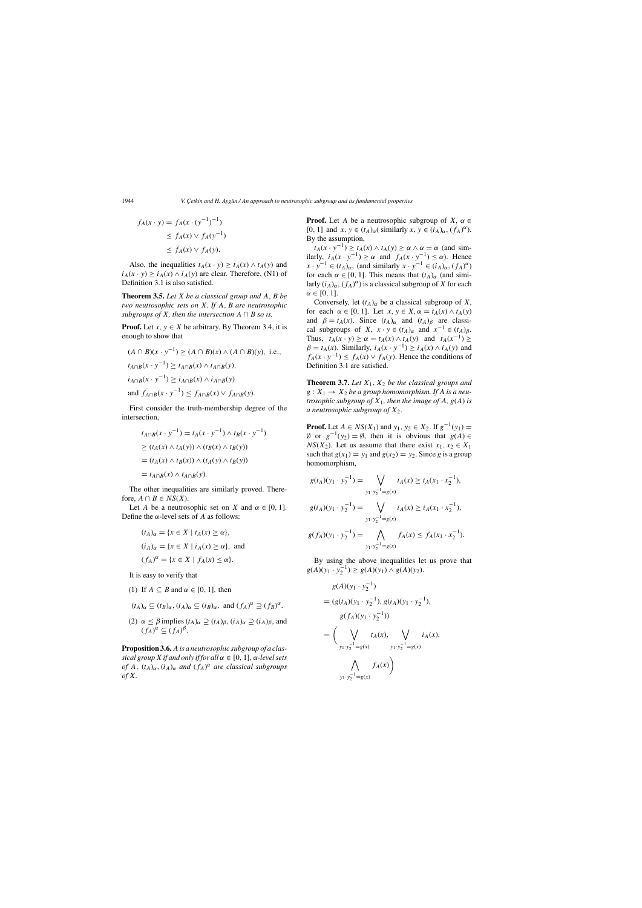$$
\begin{aligned}
f_A(x \cdot y) &= f_A(x \cdot (y^{-1})^{-1}) \\
&\leq f_A(x) \vee f_A(y^{-1}) \\
&\leq f_A(x) \vee f_A(y).
\end{aligned}
$$

Also, the inequalities $t_A(x \cdot y) \geq t_A(x) \wedge t_A(y)$ and $i_A(x \cdot y) \geq i_A(x) \wedge i_A(y)$ are clear. Therefore, (N1) of Definition 3.1 is also satisfied.

**Theorem 3.5.** *Let $X$ be a classical group and $A$, $B$ be two neutrosophic sets on $X$. If $A$, $B$ are neutrosophic subgroups of $X$, then the intersection $A \cap B$ so is.*

**Proof.** Let $x, y \in X$ be arbitrary. By Theorem 3.4, it is enough to show that

$$
\begin{aligned}
&(A \cap B)(x \cdot y^{-1}) \geq (A \cap B)(x) \wedge (A \cap B)(y), \text{ i.e.,} \\
&t_{A \cap B}(x \cdot y^{-1}) \geq t_{A \cap B}(x) \wedge t_{A \cap B}(y), \\
&i_{A \cap B}(x \cdot y^{-1}) \geq i_{A \cap B}(x) \wedge i_{A \cap B}(y) \\
&\text{and } f_{A \cap B}(x \cdot y^{-1}) \leq f_{A \cap B}(x) \vee f_{A \cap B}(y).
\end{aligned}
$$

First consider the truth-membership degree of the intersection,

$$
\begin{aligned}
t_{A \cap B}(x \cdot y^{-1}) &= t_A(x \cdot y^{-1}) \wedge t_B(x \cdot y^{-1}) \\
&\geq (t_A(x) \wedge t_A(y)) \wedge (t_B(x) \wedge t_B(y)) \\
&= (t_A(x) \wedge t_B(x)) \wedge (t_A(y) \wedge t_B(y)) \\
&= t_{A \cap B}(x) \wedge t_{A \cap B}(y).
\end{aligned}
$$

The other inequalities are similarly proved. Therefore, $A \cap B \in NS(X)$.

Let $A$ be a neutrosophic set on $X$ and $\alpha \in [0, 1]$. Define the $\alpha$-level sets of $A$ as follows:

$$
\begin{aligned}
&(t_A)_\alpha = \{x \in X \mid t_A(x) \geq \alpha\}, \\
&(i_A)_\alpha = \{x \in X \mid i_A(x) \geq \alpha\}, \text{ and} \\
&(f_A)^\alpha = \{x \in X \mid f_A(x) \leq \alpha\}.
\end{aligned}
$$

It is easy to verify that

(1) If $A \subseteq B$ and $\alpha \in [0, 1]$, then

$(t_A)_\alpha \subseteq (t_B)_\alpha, (i_A)_\alpha \subseteq (i_B)_\alpha$, and $(f_A)^\alpha \supseteq (f_B)^\alpha$.

(2) $\alpha \leq \beta$ implies $(t_A)_\alpha \supseteq (t_A)_\beta, (i_A)_\alpha \supseteq (i_A)_\beta$, and $(f_A)^\alpha \subseteq (f_A)^\beta$.

**Proposition 3.6.** *A is a neutrosophic subgroup of a classical group X if and only if for all $\alpha \in [0, 1]$, $\alpha$-level sets of $A$, $(t_A)_\alpha, (i_A)_\alpha$ and $(f_A)^\alpha$ are classical subgroups of $X$.*

**Proof.** Let $A$ be a neutrosophic subgroup of $X$, $\alpha \in [0, 1]$ and $x, y \in (t_A)_\alpha$( similarly $x, y \in (i_A)_\alpha, (f_A)^\alpha$). By the assumption,

$t_A(x \cdot y^{-1}) \geq t_A(x) \wedge t_A(y) \geq \alpha \wedge \alpha = \alpha$ (and similarly, $i_A(x \cdot y^{-1}) \geq \alpha$ and $f_A(x \cdot y^{-1}) \leq \alpha$). Hence $x \cdot y^{-1} \in (t_A)_\alpha$, (and similarly $x \cdot y^{-1} \in (i_A)_\alpha, (f_A)^\alpha$) for each $\alpha \in [0, 1]$. This means that $(t_A)_\alpha$ (and similarly $(i_A)_\alpha, (f_A)^\alpha$) is a classical subgroup of $X$ for each $\alpha \in [0, 1]$.

Conversely, let $(t_A)_\alpha$ be a classical subgroup of $X$, for each $\alpha \in [0, 1]$. Let $x, y \in X, \alpha = t_A(x) \wedge t_A(y)$ and $\beta = t_A(x)$. Since $(t_A)_\alpha$ and $(t_A)_\beta$ are classical subgroups of $X$, $x \cdot y \in (t_A)_\alpha$ and $x^{-1} \in (t_A)_\beta$. Thus, $t_A(x \cdot y) \geq \alpha = t_A(x) \wedge t_A(y)$ and $t_A(x^{-1}) \geq \beta = t_A(x)$. Similarly, $i_A(x \cdot y^{-1}) \geq i_A(x) \wedge i_A(y)$ and $f_A(x \cdot y^{-1}) \leq f_A(x) \vee f_A(y)$. Hence the conditions of Definition 3.1 are satisfied.

**Theorem 3.7.** *Let $X_1$, $X_2$ be the classical groups and $g : X_1 \to X_2$ be a group homomorphism. If $A$ is a neutrosophic subgroup of $X_1$, then the image of $A$, $g(A)$ is a neutrosophic subgroup of $X_2$.*

**Proof.** Let $A \in NS(X_1)$ and $y_1, y_2 \in X_2$. If $g^{-1}(y_1) = \emptyset$ or $g^{-1}(y_2) = \emptyset$, then it is obvious that $g(A) \in NS(X_2)$. Let us assume that there exist $x_1, x_2 \in X_1$ such that $g(x_1) = y_1$ and $g(x_2) = y_2$. Since $g$ is a group homomorphism,

$$
\begin{aligned}
g(t_A)(y_1 \cdot y_2^{-1}) &= \bigvee_{y_1 \cdot y_2^{-1} = g(x)} t_A(x) \geq t_A(x_1 \cdot x_2^{-1}), \\
g(i_A)(y_1 \cdot y_2^{-1}) &= \bigvee_{y_1 \cdot y_2^{-1} = g(x)} i_A(x) \geq i_A(x_1 \cdot x_2^{-1}), \\
g(f_A)(y_1 \cdot y_2^{-1}) &= \bigwedge_{y_1 \cdot y_2^{-1} = g(x)} f_A(x) \leq f_A(x_1 \cdot x_2^{-1}).
\end{aligned}
$$

By using the above inequalities let us prove that $g(A)(y_1 \cdot y_2^{-1}) \geq g(A)(y_1) \wedge g(A)(y_2)$.

$$
\begin{aligned}
&g(A)(y_1 \cdot y_2^{-1}) \\
&= (g(t_A)(y_1 \cdot y_2^{-1}), g(i_A)(y_1 \cdot y_2^{-1}), \\
&\quad g(f_A)(y_1 \cdot y_2^{-1})) \\
&= \Bigg( \bigvee_{y_1 \cdot y_2^{-1} = g(x)} t_A(x), \bigvee_{y_1 \cdot y_2^{-1} = g(x)} i_A(x), \\
&\quad \bigwedge_{y_1 \cdot y_2^{-1} = g(x)} f_A(x) \Bigg)
\end{aligned}
$$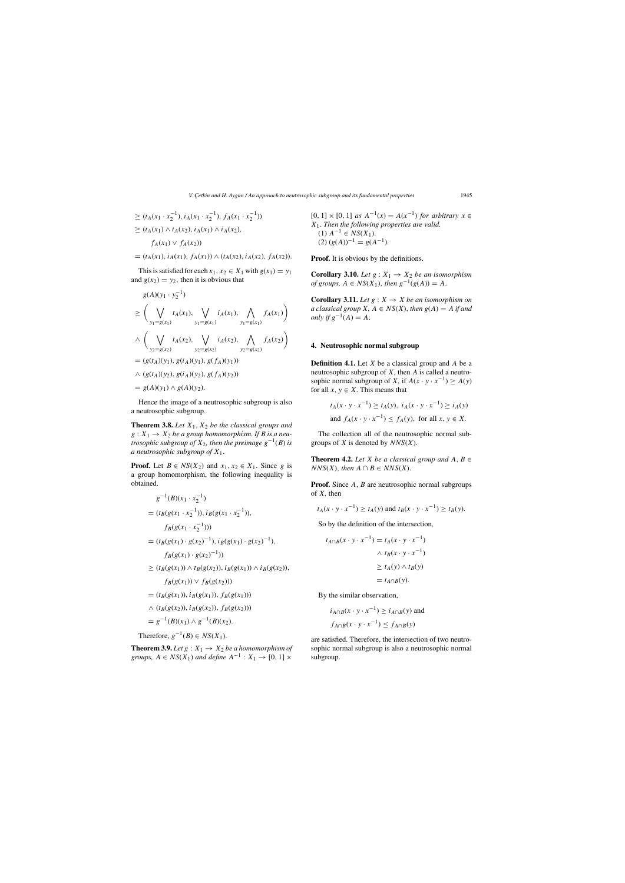$$\geq (t_A(x_1 \cdot x_2^{-1}), i_A(x_1 \cdot x_2^{-1}), f_A(x_1 \cdot x_2^{-1}))$$

$$\geq (t_A(x_1) \wedge t_A(x_2), i_A(x_1) \wedge i_A(x_2), f_A(x_1) \vee f_A(x_2))$$

$$= (t_A(x_1), i_A(x_1), f_A(x_1)) \wedge (t_A(x_2), i_A(x_2), f_A(x_2)).$$

This is satisfied for each $x_1, x_2 \in X_1$ with $g(x_1) = y_1$ and $g(x_2) = y_2$, then it is obvious that

$$g(A)(y_1 \cdot y_2^{-1})$$

$$\geq \left( \bigvee_{y_1 = g(x_1)} t_A(x_1), \bigvee_{y_1 = g(x_1)} i_A(x_1), \bigwedge_{y_1 = g(x_1)} f_A(x_1) \right)$$

$$\wedge \left( \bigvee_{y_2 = g(x_2)} t_A(x_2), \bigvee_{y_2 = g(x_2)} i_A(x_2), \bigwedge_{y_2 = g(x_2)} f_A(x_2) \right)$$

$$= (g(t_A)(y_1), g(i_A)(y_1), g(f_A)(y_1))$$

$$\wedge (g(t_A)(y_2), g(i_A)(y_2), g(f_A)(y_2))$$

$$= g(A)(y_1) \wedge g(A)(y_2).$$

Hence the image of a neutrosophic subgroup is also a neutrosophic subgroup.

**Theorem 3.8.** *Let $X_1$, $X_2$ be the classical groups and $g : X_1 \to X_2$ be a group homomorphism. If $B$ is a neutrosophic subgroup of $X_2$, then the preimage $g^{-1}(B)$ is a neutrosophic subgroup of $X_1$.*

**Proof.** Let $B \in NS(X_2)$ and $x_1, x_2 \in X_1$. Since $g$ is a group homomorphism, the following inequality is obtained.

$$g^{-1}(B)(x_1 \cdot x_2^{-1})$$

$$= (t_B(g(x_1 \cdot x_2^{-1})), i_B(g(x_1 \cdot x_2^{-1})), f_B(g(x_1 \cdot x_2^{-1})))$$

$$= (t_B(g(x_1) \cdot g(x_2)^{-1}), i_B(g(x_1) \cdot g(x_2)^{-1}), f_B(g(x_1) \cdot g(x_2)^{-1}))$$

$$\geq (t_B(g(x_1)) \wedge t_B(g(x_2)), i_B(g(x_1)) \wedge i_B(g(x_2)), f_B(g(x_1)) \vee f_B(g(x_2)))$$

$$= (t_B(g(x_1)), i_B(g(x_1)), f_B(g(x_1)))$$

$$\wedge (t_B(g(x_2)), i_B(g(x_2)), f_B(g(x_2)))$$

$$= g^{-1}(B)(x_1) \wedge g^{-1}(B)(x_2).$$

Therefore, $g^{-1}(B) \in NS(X_1)$.

**Theorem 3.9.** *Let $g : X_1 \to X_2$ be a homomorphism of groups, $A \in NS(X_1)$ and define $A^{-1} : X_1 \to [0, 1] \times [0, 1] \times [0, 1]$ as $A^{-1}(x) = A(x^{-1})$ for arbitrary $x \in X_1$. Then the following properties are valid.*
*(1) $A^{-1} \in NS(X_1)$.*
*(2) $(g(A))^{-1} = g(A^{-1})$.*

**Proof.** It is obvious by the definitions.

**Corollary 3.10.** *Let $g : X_1 \to X_2$ be an isomorphism of groups, $A \in NS(X_1)$, then $g^{-1}(g(A)) = A$.*

**Corollary 3.11.** *Let $g : X \to X$ be an isomorphism on a classical group $X$, $A \in NS(X)$, then $g(A) = A$ if and only if $g^{-1}(A) = A$.*

## 4. Neutrosophic normal subgroup

**Definition 4.1.** Let $X$ be a classical group and $A$ be a neutrosophic subgroup of $X$, then $A$ is called a neutrosophic normal subgroup of $X$, if $A(x \cdot y \cdot x^{-1}) \geq A(y)$ for all $x, y \in X$. This means that

$$t_A(x \cdot y \cdot x^{-1}) \geq t_A(y),\ i_A(x \cdot y \cdot x^{-1}) \geq i_A(y)$$
$$\text{and } f_A(x \cdot y \cdot x^{-1}) \leq f_A(y), \text{ for all } x, y \in X.$$

The collection all of the neutrosophic normal subgroups of $X$ is denoted by $NNS(X)$.

**Theorem 4.2.** *Let $X$ be a classical group and $A, B \in NNS(X)$, then $A \cap B \in NNS(X)$.*

**Proof.** Since $A$, $B$ are neutrosophic normal subgroups of $X$, then

$$t_A(x \cdot y \cdot x^{-1}) \geq t_A(y) \text{ and } t_B(x \cdot y \cdot x^{-1}) \geq t_B(y).$$

So by the definition of the intersection,

$$t_{A \cap B}(x \cdot y \cdot x^{-1}) = t_A(x \cdot y \cdot x^{-1}) \wedge t_B(x \cdot y \cdot x^{-1})$$
$$\geq t_A(y) \wedge t_B(y)$$
$$= t_{A \cap B}(y).$$

By the similar observation,

$$i_{A \cap B}(x \cdot y \cdot x^{-1}) \geq i_{A \cap B}(y) \text{ and}$$
$$f_{A \cap B}(x \cdot y \cdot x^{-1}) \leq f_{A \cap B}(y)$$

are satisfied. Therefore, the intersection of two neutrosophic normal subgroup is also a neutrosophic normal subgroup.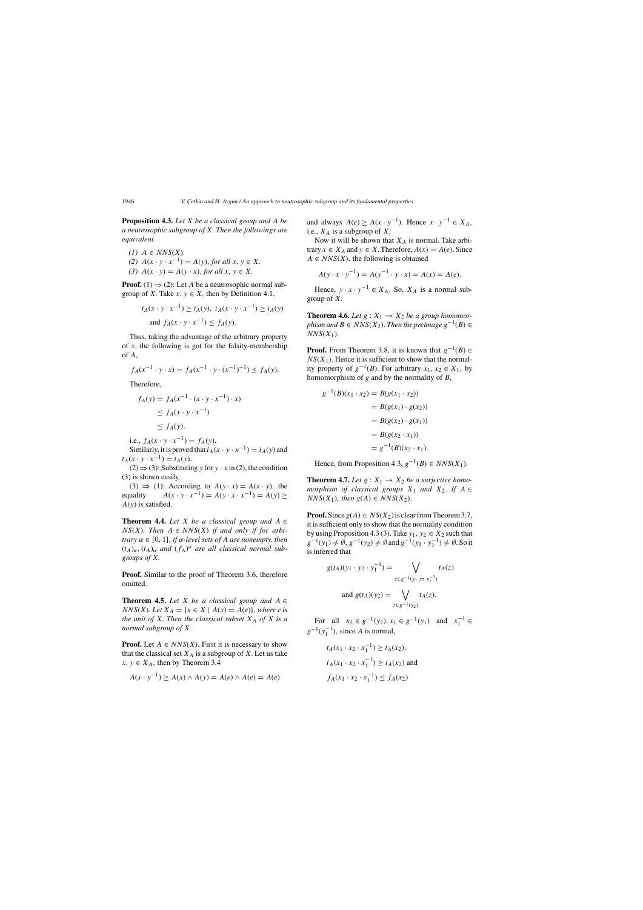**Proposition 4.3.** *Let X be a classical group and A be a neutrosophic subgroup of X. Then the followings are equivalent.*

*(1)* $A \in NNS(X)$.
*(2)* $A(x \cdot y \cdot x^{-1}) = A(y)$*, for all* $x, y \in X$.
*(3)* $A(x \cdot y) = A(y \cdot x)$*, for all* $x, y \in X$.

**Proof.** (1) ⇒ (2): Let *A* be a neutrosophic normal subgroup of *X*. Take $x, y \in X$, then by Definition 4.1,

$$t_A(x \cdot y \cdot x^{-1}) \geq t_A(y),\ i_A(x \cdot y \cdot x^{-1}) \geq i_A(y)$$
$$\text{and } f_A(x \cdot y \cdot x^{-1}) \leq f_A(y).$$

Thus, taking the advantage of the arbitrary property of *x*, the following is got for the falsity-membership of *A*,

$$f_A(x^{-1} \cdot y \cdot x) = f_A(x^{-1} \cdot y \cdot (x^{-1})^{-1}) \leq f_A(y).$$

Therefore,

$$\begin{aligned} f_A(y) &= f_A(x^{-1} \cdot (x \cdot y \cdot x^{-1}) \cdot x) \\ &\leq f_A(x \cdot y \cdot x^{-1}) \\ &\leq f_A(y), \end{aligned}$$

i.e., $f_A(x \cdot y \cdot x^{-1}) = f_A(y)$.

Similarly, it is proved that $i_A(x \cdot y \cdot x^{-1}) = i_A(y)$ and $t_A(x \cdot y \cdot x^{-1}) = t_A(y)$.

(2) ⇒ (3): Substituting *y* for $y \cdot x$ in (2), the condition (3) is shown easily.

(3) ⇒ (1): According to $A(y \cdot x) = A(x \cdot y)$, the equality $A(x \cdot y \cdot x^{-1}) = A(y \cdot x \cdot x^{-1}) = A(y) \geq A(y)$ is satisfied.

**Theorem 4.4.** *Let X be a classical group and* $A \in NS(X)$*. Then* $A \in NNS(X)$ *if and only if for arbitrary* $\alpha \in [0, 1]$*, if α-level sets of A are nonempty, then* $(t_A)_\alpha, (i_A)_\alpha$ *and* $(f_A)^\alpha$ *are all classical normal subgroups of X.*

**Proof.** Similar to the proof of Theorem 3.6, therefore omitted.

**Theorem 4.5.** *Let X be a classical group and* $A \in NNS(X)$*. Let* $X_A = \{x \in X \mid A(x) = A(e)\}$*, where e is the unit of X. Then the classical subset* $X_A$ *of X is a normal subgroup of X.*

**Proof.** Let $A \in NNS(X)$. First it is necessary to show that the classical set $X_A$ is a subgroup of *X*. Let us take $x, y \in X_A$, then by Theorem 3.4

$$A(x \cdot y^{-1}) \geq A(x) \wedge A(y) = A(e) \wedge A(e) = A(e)$$

and always $A(e) \geq A(x \cdot y^{-1})$. Hence $x \cdot y^{-1} \in X_A$, i.e., $X_A$ is a subgroup of *X*.

Now it will be shown that $X_A$ is normal. Take arbitrary $x \in X_A$ and $y \in X$. Therefore, $A(x) = A(e)$. Since $A \in NNS(X)$, the following is obtained

$$A(y \cdot x \cdot y^{-1}) = A(y^{-1} \cdot y \cdot x) = A(x) = A(e).$$

Hence, $y \cdot x \cdot y^{-1} \in X_A$. So, $X_A$ is a normal subgroup of *X*.

**Theorem 4.6.** *Let* $g : X_1 \to X_2$ *be a group homomorphism and* $B \in NNS(X_2)$*. Then the preimage* $g^{-1}(B) \in NNS(X_1)$.

**Proof.** From Theorem 3.8, it is known that $g^{-1}(B) \in NS(X_1)$. Hence it is sufficient to show that the normality property of $g^{-1}(B)$. For arbitrary $x_1, x_2 \in X_1$, by homomorphism of *g* and by the normality of *B*,

$$\begin{aligned} g^{-1}(B)(x_1 \cdot x_2) &= B(g(x_1 \cdot x_2)) \\ &= B(g(x_1) \cdot g(x_2)) \\ &= B(g(x_2) \cdot g(x_1)) \\ &= B(g(x_2 \cdot x_1)) \\ &= g^{-1}(B)(x_2 \cdot x_1). \end{aligned}$$

Hence, from Proposition 4.3, $g^{-1}(B) \in NNS(X_1)$.

**Theorem 4.7.** *Let* $g : X_1 \to X_2$ *be a surjective homomorphism of classical groups* $X_1$ *and* $X_2$*. If* $A \in NNS(X_1)$*, then* $g(A) \in NNS(X_2)$.

**Proof.** Since $g(A) \in NS(X_2)$ is clear from Theorem 3.7, it is sufficient only to show that the normality condition by using Proposition 4.3 (3). Take $y_1, y_2 \in X_2$ such that $g^{-1}(y_1) \neq \emptyset$, $g^{-1}(y_2) \neq \emptyset$ and $g^{-1}(y_1 \cdot y_2^{-1}) \neq \emptyset$. So it is inferred that

$$g(t_A)(y_1 \cdot y_2 \cdot y_1^{-1}) = \bigvee_{z \in g^{-1}(y_1 \cdot y_2 \cdot y_1^{-1})} t_A(z)$$

$$\text{and } g(t_A)(y_2) = \bigvee_{z \in g^{-1}(y_2)} t_A(z).$$

For all $x_2 \in g^{-1}(y_2)$, $x_1 \in g^{-1}(y_1)$ and $x_1^{-1} \in g^{-1}(y_1^{-1})$, since *A* is normal,

$$t_A(x_1 \cdot x_2 \cdot x_1^{-1}) \geq t_A(x_2),$$
$$i_A(x_1 \cdot x_2 \cdot x_1^{-1}) \geq i_A(x_2) \text{ and}$$
$$f_A(x_1 \cdot x_2 \cdot x_1^{-1}) \leq f_A(x_2)$$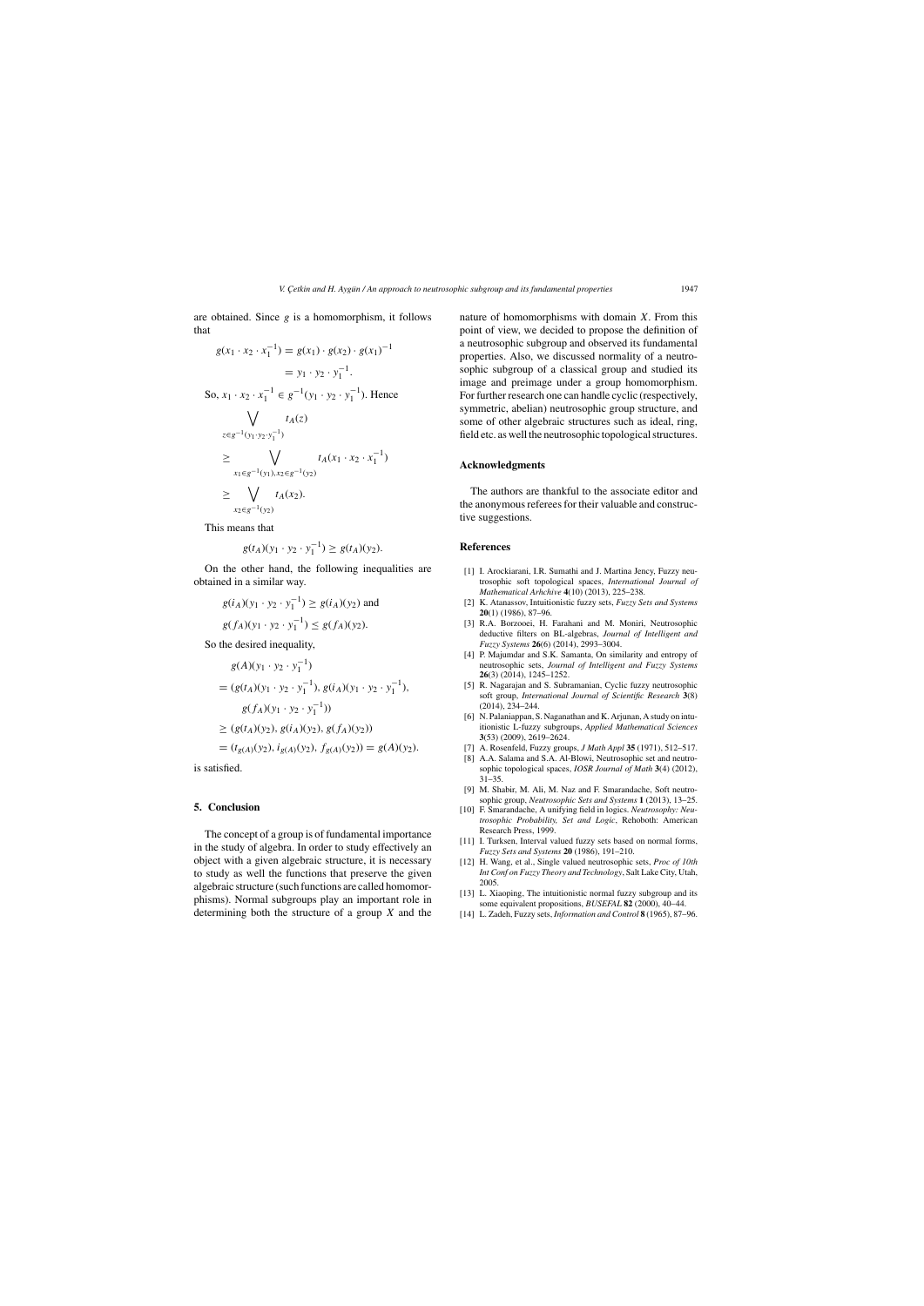are obtained. Since $g$ is a homomorphism, it follows that

$$g(x_1 \cdot x_2 \cdot x_1^{-1}) = g(x_1) \cdot g(x_2) \cdot g(x_1)^{-1}$$
$$= y_1 \cdot y_2 \cdot y_1^{-1}.$$

So, $x_1 \cdot x_2 \cdot x_1^{-1} \in g^{-1}(y_1 \cdot y_2 \cdot y_1^{-1})$. Hence

$$\bigvee_{z \in g^{-1}(y_1 \cdot y_2 \cdot y_1^{-1})} t_A(z)$$
$$\geq \bigvee_{x_1 \in g^{-1}(y_1), x_2 \in g^{-1}(y_2)} t_A(x_1 \cdot x_2 \cdot x_1^{-1})$$
$$\geq \bigvee_{x_2 \in g^{-1}(y_2)} t_A(x_2).$$

This means that

$$g(t_A)(y_1 \cdot y_2 \cdot y_1^{-1}) \geq g(t_A)(y_2).$$

On the other hand, the following inequalities are obtained in a similar way.

$$g(i_A)(y_1 \cdot y_2 \cdot y_1^{-1}) \geq g(i_A)(y_2) \text{ and}$$
$$g(f_A)(y_1 \cdot y_2 \cdot y_1^{-1}) \leq g(f_A)(y_2).$$

So the desired inequality,

$$g(A)(y_1 \cdot y_2 \cdot y_1^{-1})$$
$$= (g(t_A)(y_1 \cdot y_2 \cdot y_1^{-1}), g(i_A)(y_1 \cdot y_2 \cdot y_1^{-1}), g(f_A)(y_1 \cdot y_2 \cdot y_1^{-1}))$$
$$\geq (g(t_A)(y_2), g(i_A)(y_2), g(f_A)(y_2))$$
$$= (t_{g(A)}(y_2), i_{g(A)}(y_2), f_{g(A)}(y_2)) = g(A)(y_2).$$

is satisfied.

## 5. Conclusion

The concept of a group is of fundamental importance in the study of algebra. In order to study effectively an object with a given algebraic structure, it is necessary to study as well the functions that preserve the given algebraic structure (such functions are called homomorphisms). Normal subgroups play an important role in determining both the structure of a group $X$ and the nature of homomorphisms with domain $X$. From this point of view, we decided to propose the definition of a neutrosophic subgroup and observed its fundamental properties. Also, we discussed normality of a neutrosophic subgroup of a classical group and studied its image and preimage under a group homomorphism. For further research one can handle cyclic (respectively, symmetric, abelian) neutrosophic group structure, and some of other algebraic structures such as ideal, ring, field etc. as well the neutrosophic topological structures.

## Acknowledgments

The authors are thankful to the associate editor and the anonymous referees for their valuable and constructive suggestions.

## References

[1] I. Arockiarani, I.R. Sumathi and J. Martina Jency, Fuzzy neutrosophic soft topological spaces, *International Journal of Mathematical Arhchive* **4**(10) (2013), 225–238.

[2] K. Atanassov, Intuitionistic fuzzy sets, *Fuzzy Sets and Systems* **20**(1) (1986), 87–96.

[3] R.A. Borzooei, H. Farahani and M. Moniri, Neutrosophic deductive filters on BL-algebras, *Journal of Intelligent and Fuzzy Systems* **26**(6) (2014), 2993–3004.

[4] P. Majumdar and S.K. Samanta, On similarity and entropy of neutrosophic sets, *Journal of Intelligent and Fuzzy Systems* **26**(3) (2014), 1245–1252.

[5] R. Nagarajan and S. Subramanian, Cyclic fuzzy neutrosophic soft group, *International Journal of Scientific Research* **3**(8) (2014), 234–244.

[6] N. Palaniappan, S. Naganathan and K. Arjunan, A study on intuitionistic L-fuzzy subgroups, *Applied Mathematical Sciences* **3**(53) (2009), 2619–2624.

[7] A. Rosenfeld, Fuzzy groups, *J Math Appl* **35** (1971), 512–517.

[8] A.A. Salama and S.A. Al-Blowi, Neutrosophic set and neutrosophic topological spaces, *IOSR Journal of Math* **3**(4) (2012), 31–35.

[9] M. Shabir, M. Ali, M. Naz and F. Smarandache, Soft neutrosophic group, *Neutrosophic Sets and Systems* **1** (2013), 13–25.

[10] F. Smarandache, A unifying field in logics. *Neutrosophy: Neutrosophic Probability, Set and Logic*, Rehoboth: American Research Press, 1999.

[11] I. Turksen, Interval valued fuzzy sets based on normal forms, *Fuzzy Sets and Systems* **20** (1986), 191–210.

[12] H. Wang, et al., Single valued neutrosophic sets, *Proc of 10th Int Conf on Fuzzy Theory and Technology*, Salt Lake City, Utah, 2005.

[13] L. Xiaoping, The intuitionistic normal fuzzy subgroup and its some equivalent propositions, *BUSEFAL* **82** (2000), 40–44.

[14] L. Zadeh, Fuzzy sets, *Information and Control* **8** (1965), 87–96.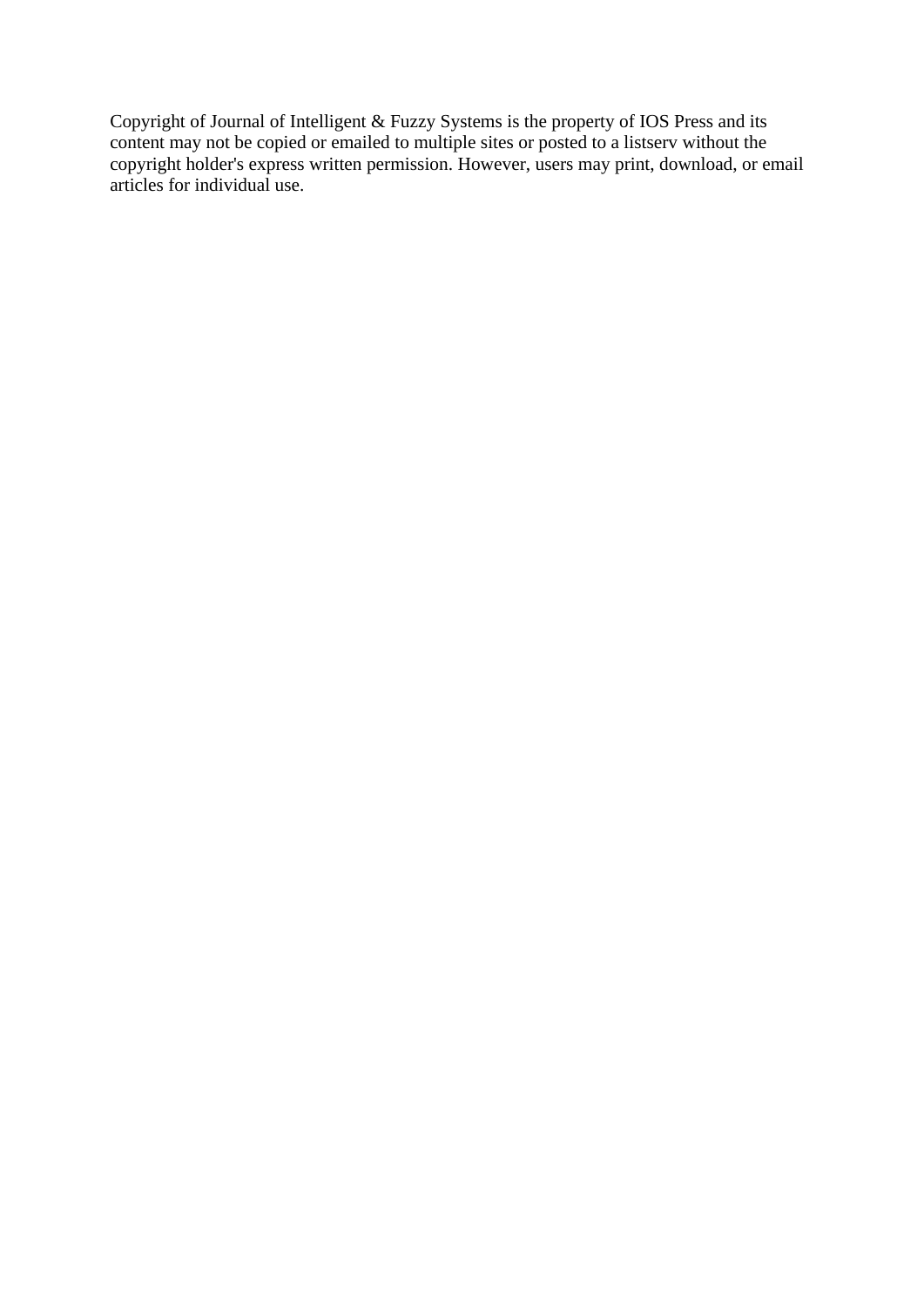Copyright of Journal of Intelligent & Fuzzy Systems is the property of IOS Press and its content may not be copied or emailed to multiple sites or posted to a listserv without the copyright holder's express written permission. However, users may print, download, or email articles for individual use.